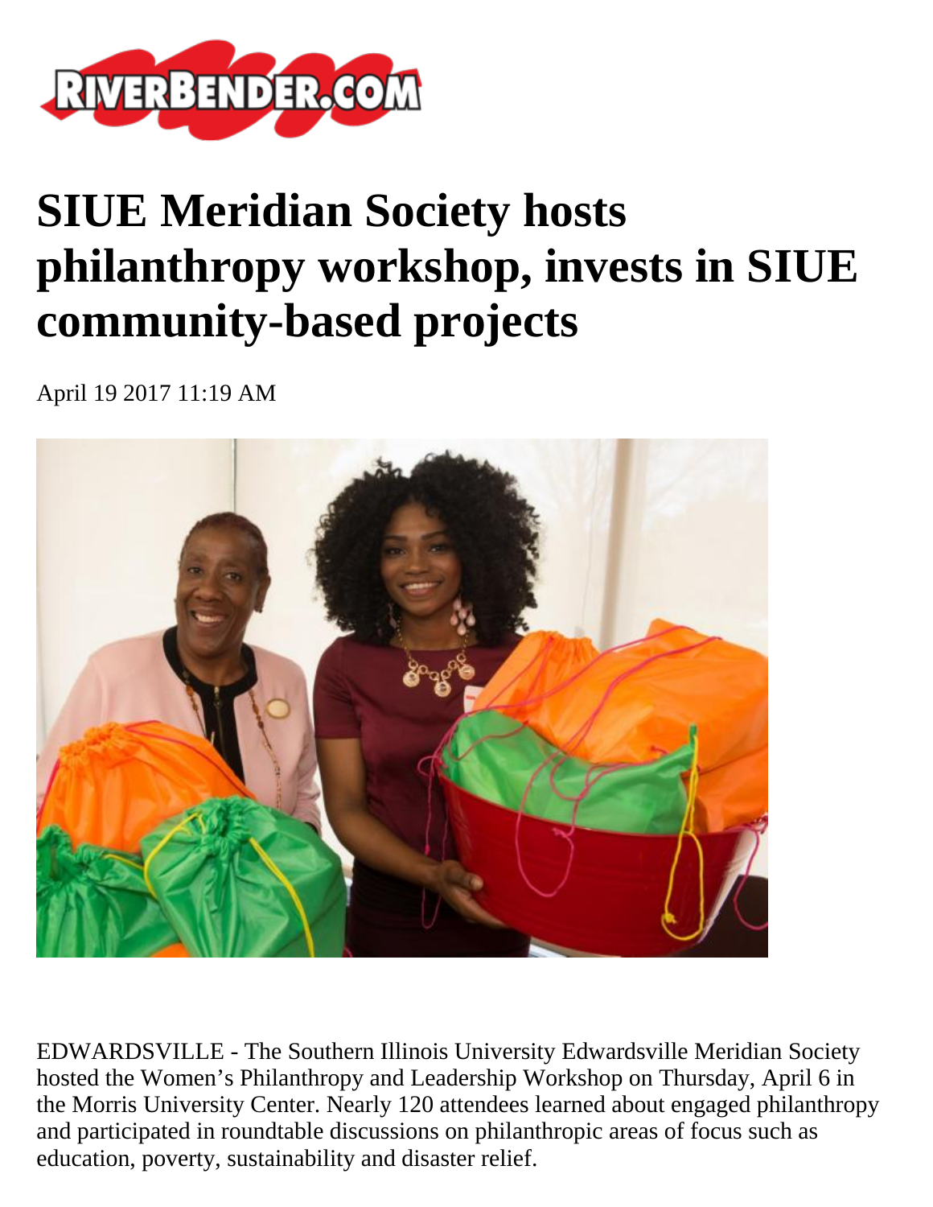# SIUE Meridian Society hosts philanthropy workshop, invests in SIUE community-based projects

April 19 2017 11:19 AM

EDWARDSVILLE - The Southern Illinois University Edwardsville Meridian Society hosted the Women's Philanthropy and Leadership Workshop on Thursday, April 6 in the Morris University Center. Nearly 120 attendees learned about engaged philanthropy and participated in roundtable discussions on philanthropic areas of focus such as education, poverty, sustainability and disaster relief.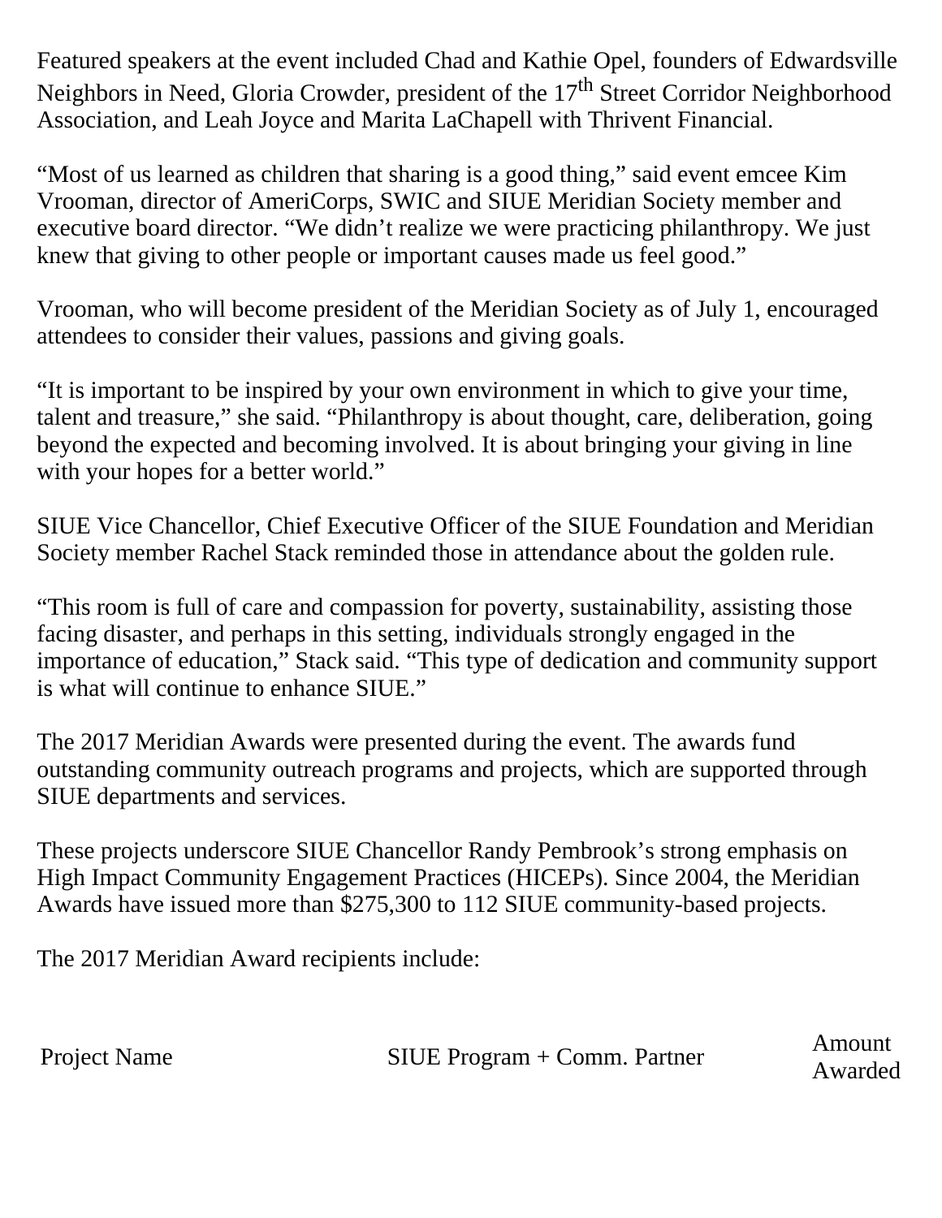Featured speakers at the event included Chad and Kathie Opel, founders of Edwardsville Neighbors in Need, Gloria Crowder, president of the 17th Street Corridor Neighborhood Association, and Leah Joyce and Marita LaChapell with Thrivent Financial.

"Most of us learned as children that sharing is a good thing," said event emcee Kim Vrooman, director of AmeriCorps, SWIC and SIUE Meridian Society member and executive board director. "We didn't realize we were practicing philanthropy. We just knew that giving to other people or important causes made us feel good."

Vrooman, who will become president of the Meridian Society as of July 1, encouraged attendees to consider their values, passions and giving goals.

"It is important to be inspired by your own environment in which to give your time, talent and treasure," she said. "Philanthropy is about thought, care, deliberation, going beyond the expected and becoming involved. It is about bringing your giving in line with your hopes for a better world."

SIUE Vice Chancellor, Chief Executive Officer of the SIUE Foundation and Meridian Society member Rachel Stack reminded those in attendance about the golden rule.

"This room is full of care and compassion for poverty, sustainability, assisting those facing disaster, and perhaps in this setting, individuals strongly engaged in the importance of education," Stack said. "This type of dedication and community support is what will continue to enhance SIUE."

The 2017 Meridian Awards were presented during the event. The awards fund outstanding community outreach programs and projects, which are supported through SIUE departments and services.

These projects underscore SIUE Chancellor Randy Pembrook's strong emphasis on High Impact Community Engagement Practices (HICEPs). Since 2004, the Meridian Awards have issued more than $275,300 to 112 SIUE community-based projects.

The 2017 Meridian Award recipients include:

| Project Name | SIUE Program + Comm. Partner | Amount Awarded |
|---|---|---|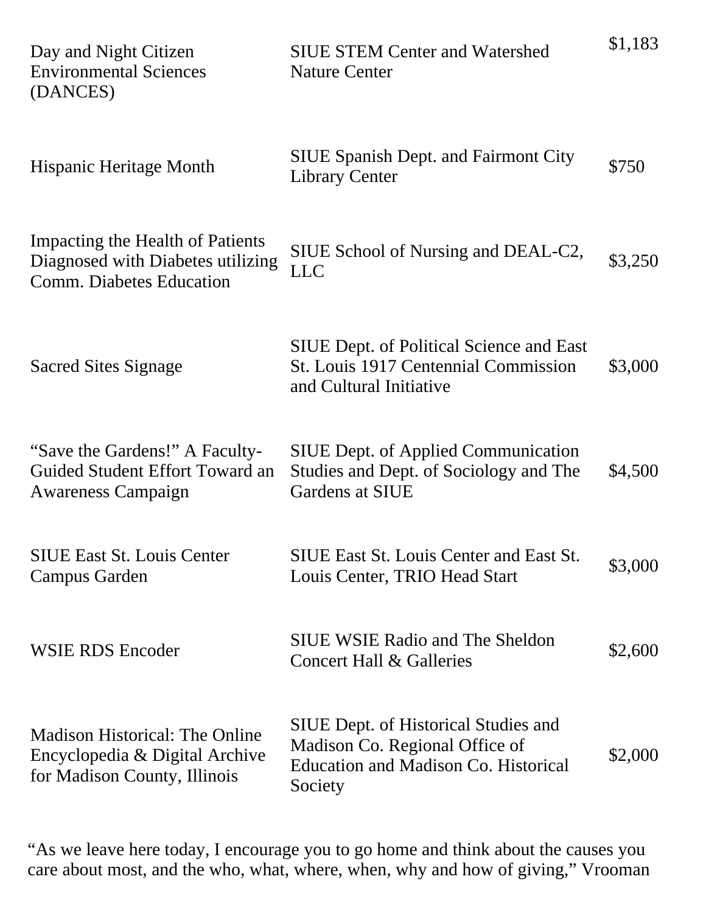| | | |
|---|---|---|
| Day and Night Citizen Environmental Sciences (DANCES) | SIUE STEM Center and Watershed Nature Center | $1,183 |
| Hispanic Heritage Month | SIUE Spanish Dept. and Fairmont City Library Center | $750 |
| Impacting the Health of Patients Diagnosed with Diabetes utilizing Comm. Diabetes Education | SIUE School of Nursing and DEAL-C2, LLC | $3,250 |
| Sacred Sites Signage | SIUE Dept. of Political Science and East St. Louis 1917 Centennial Commission and Cultural Initiative | $3,000 |
| "Save the Gardens!" A Faculty-Guided Student Effort Toward an Awareness Campaign | SIUE Dept. of Applied Communication Studies and Dept. of Sociology and The Gardens at SIUE | $4,500 |
| SIUE East St. Louis Center Campus Garden | SIUE East St. Louis Center and East St. Louis Center, TRIO Head Start | $3,000 |
| WSIE RDS Encoder | SIUE WSIE Radio and The Sheldon Concert Hall & Galleries | $2,600 |
| Madison Historical: The Online Encyclopedia & Digital Archive for Madison County, Illinois | SIUE Dept. of Historical Studies and Madison Co. Regional Office of Education and Madison Co. Historical Society | $2,000 |

"As we leave here today, I encourage you to go home and think about the causes you care about most, and the who, what, where, when, why and how of giving," Vrooman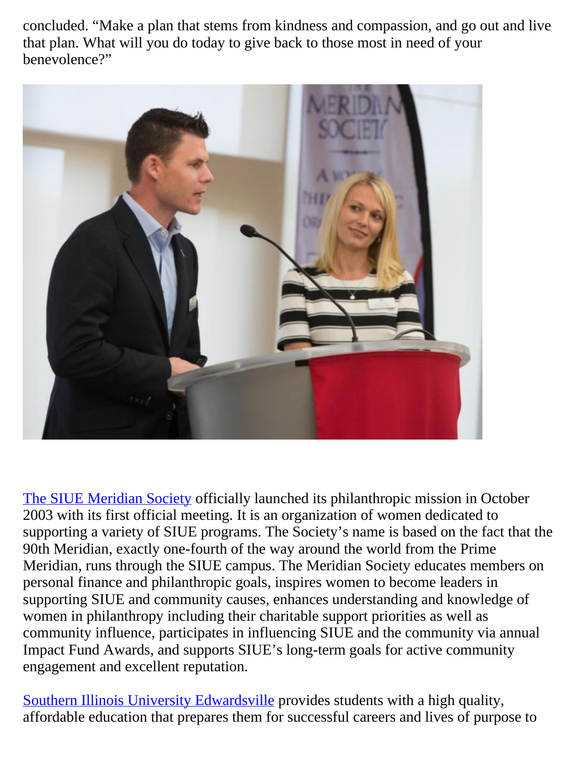concluded. "Make a plan that stems from kindness and compassion, and go out and live that plan. What will you do today to give back to those most in need of your benevolence?"

[The SIUE Meridian Society](#) officially launched its philanthropic mission in October 2003 with its first official meeting. It is an organization of women dedicated to supporting a variety of SIUE programs. The Society's name is based on the fact that the 90th Meridian, exactly one-fourth of the way around the world from the Prime Meridian, runs through the SIUE campus. The Meridian Society educates members on personal finance and philanthropic goals, inspires women to become leaders in supporting SIUE and community causes, enhances understanding and knowledge of women in philanthropy including their charitable support priorities as well as community influence, participates in influencing SIUE and the community via annual Impact Fund Awards, and supports SIUE's long-term goals for active community engagement and excellent reputation.

[Southern Illinois University Edwardsville](#) provides students with a high quality, affordable education that prepares them for successful careers and lives of purpose to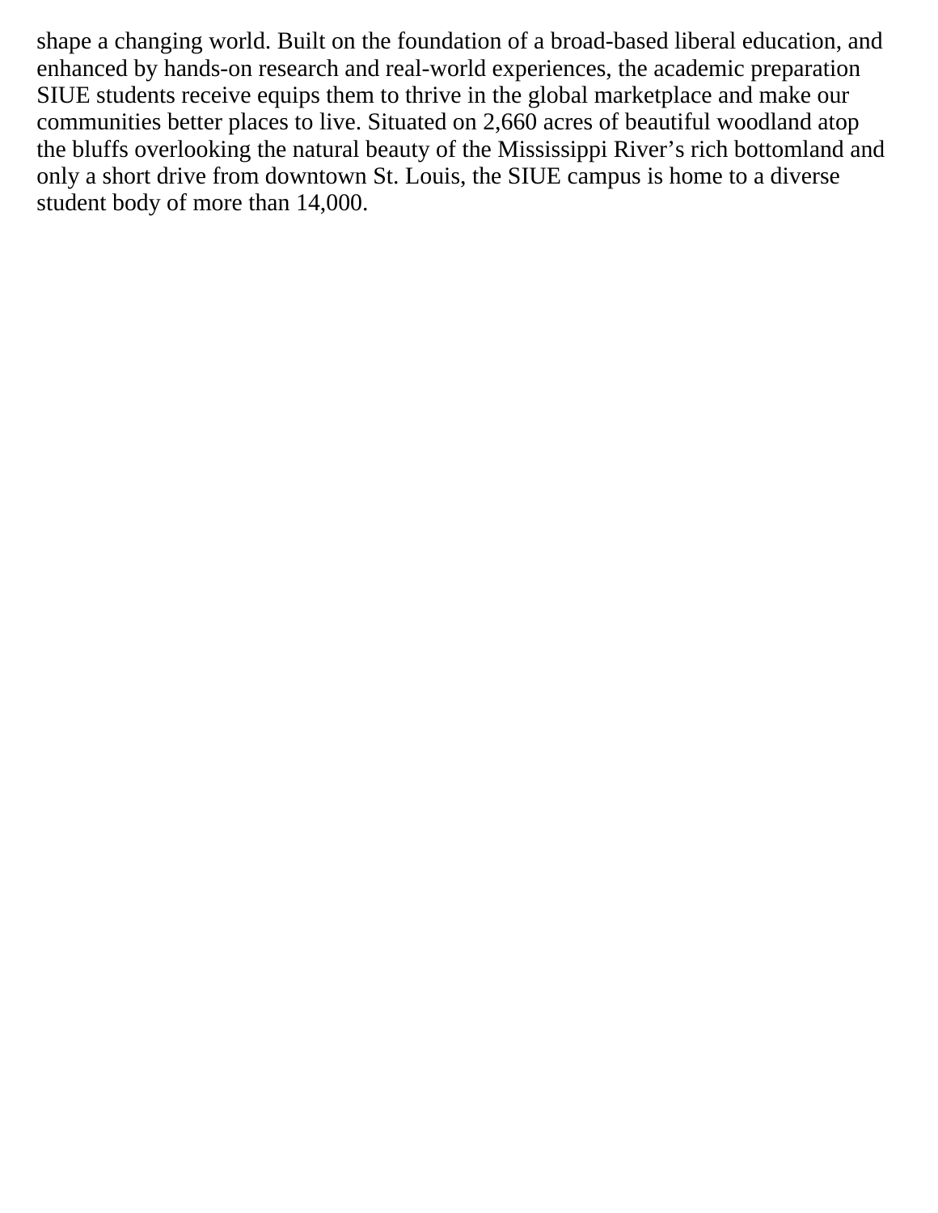shape a changing world. Built on the foundation of a broad-based liberal education, and enhanced by hands-on research and real-world experiences, the academic preparation SIUE students receive equips them to thrive in the global marketplace and make our communities better places to live. Situated on 2,660 acres of beautiful woodland atop the bluffs overlooking the natural beauty of the Mississippi River's rich bottomland and only a short drive from downtown St. Louis, the SIUE campus is home to a diverse student body of more than 14,000.